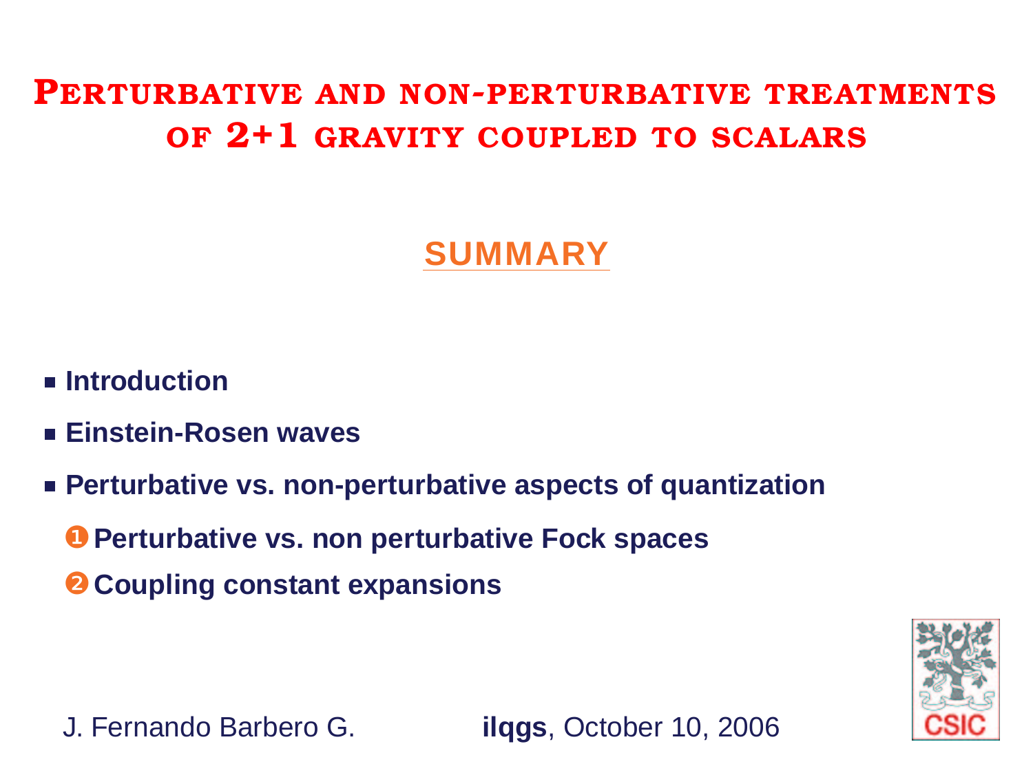# Perturbative and non-perturbative treatments of 2+1 gravity coupled to scalars

## SUMMARY

- Introduction
- Einstein-Rosen waves
- Perturbative vs. non-perturbative aspects of quantization
  1. Perturbative vs. non perturbative Fock spaces
  2. Coupling constant expansions

J. Fernando Barbero G.

**ilqgs**, October 10, 2006

CSIC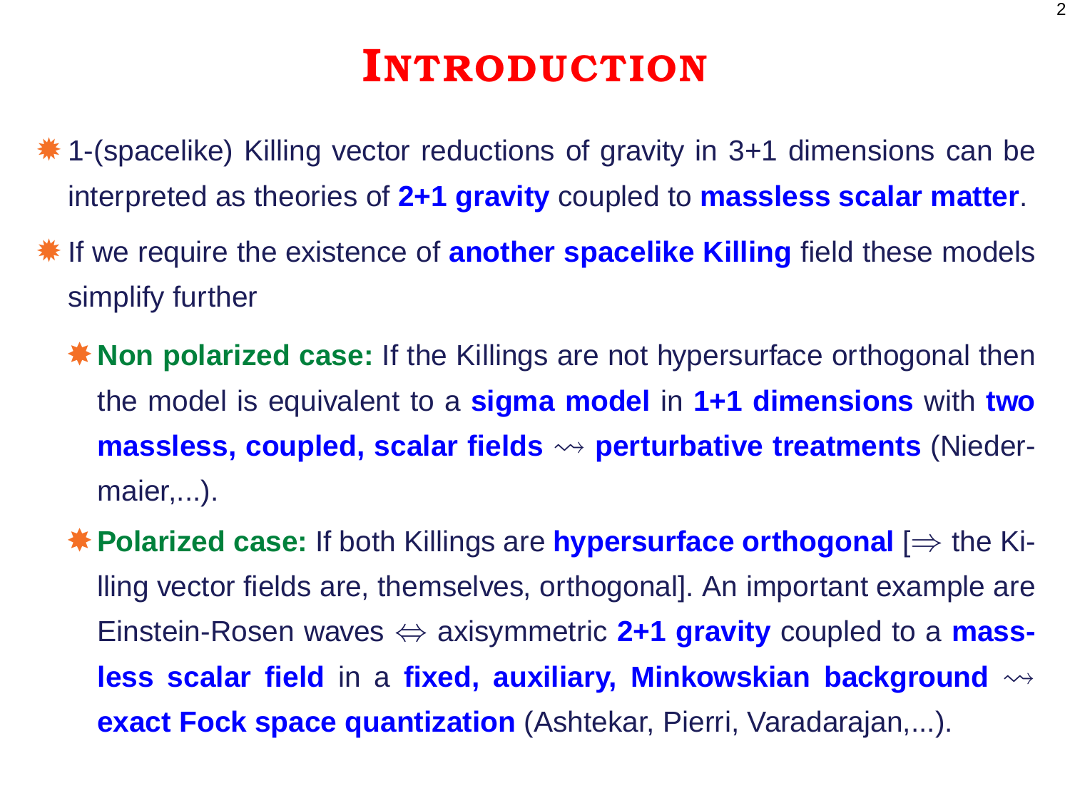# INTRODUCTION

- 1-(spacelike) Killing vector reductions of gravity in 3+1 dimensions can be interpreted as theories of **2+1 gravity** coupled to **massless scalar matter**.
- If we require the existence of **another spacelike Killing** field these models simplify further
  - **Non polarized case:** If the Killings are not hypersurface orthogonal then the model is equivalent to a **sigma model** in **1+1 dimensions** with **two massless, coupled, scalar fields** $\rightsquigarrow$ **perturbative treatments** (Niedermaier,...).
  - **Polarized case:** If both Killings are **hypersurface orthogonal** [$\Rightarrow$ the Killing vector fields are, themselves, orthogonal]. An important example are Einstein-Rosen waves $\Leftrightarrow$ axisymmetric **2+1 gravity** coupled to a **massless scalar field** in a **fixed, auxiliary, Minkowskian background** $\rightsquigarrow$ **exact Fock space quantization** (Ashtekar, Pierri, Varadarajan,...).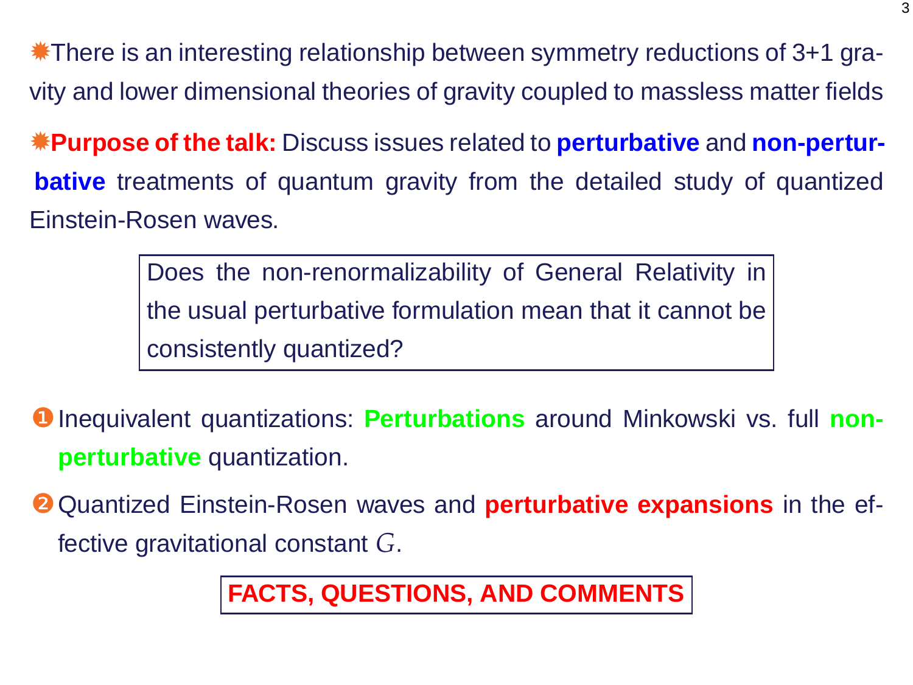✷ There is an interesting relationship between symmetry reductions of 3+1 gravity and lower dimensional theories of gravity coupled to massless matter fields

✷ **Purpose of the talk:** Discuss issues related to **perturbative** and **non-perturbative** treatments of quantum gravity from the detailed study of quantized Einstein-Rosen waves.

> Does the non-renormalizability of General Relativity in the usual perturbative formulation mean that it cannot be consistently quantized?

1. Inequivalent quantizations: **Perturbations** around Minkowski vs. full **non-perturbative** quantization.
2. Quantized Einstein-Rosen waves and **perturbative expansions** in the effective gravitational constant $G$.

**FACTS, QUESTIONS, AND COMMENTS**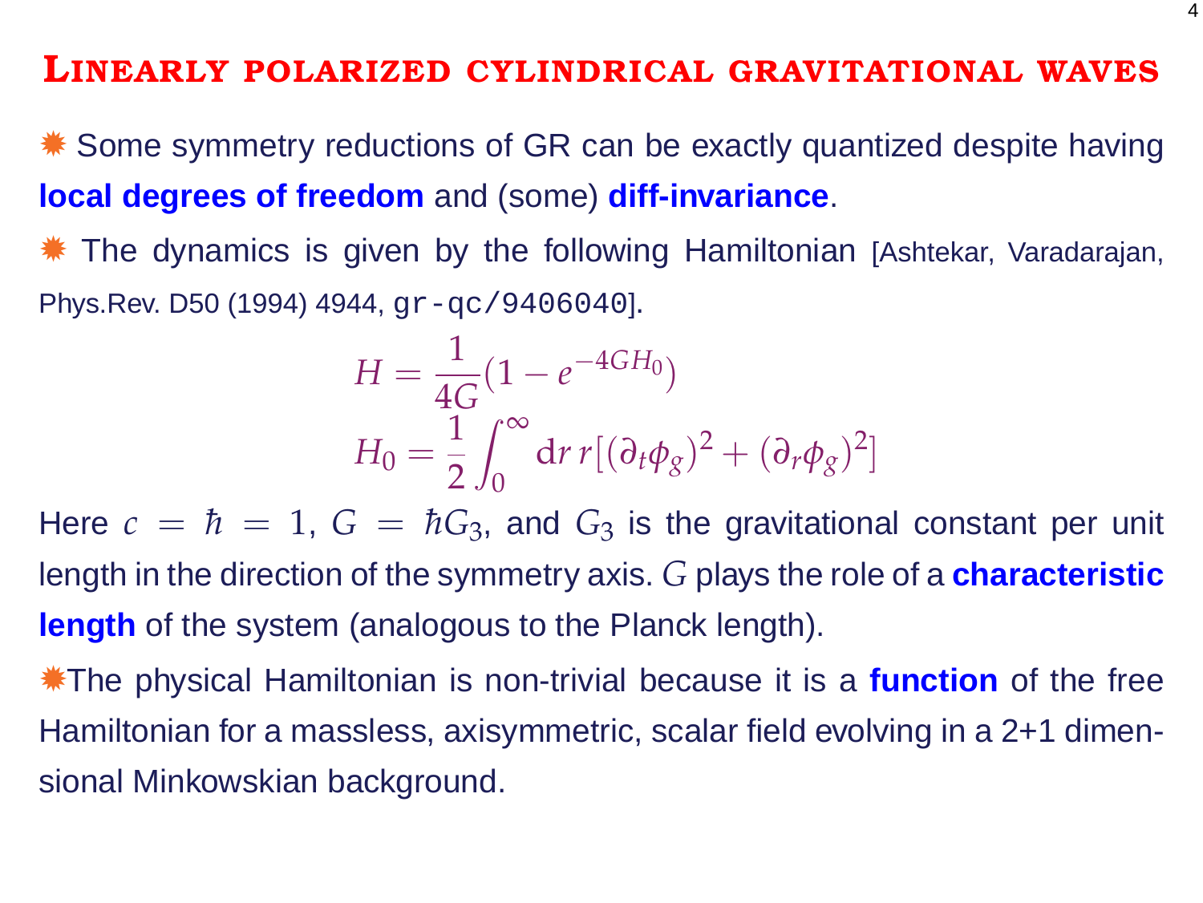# LINEARLY POLARIZED CYLINDRICAL GRAVITATIONAL WAVES

- Some symmetry reductions of GR can be exactly quantized despite having **local degrees of freedom** and (some) **diff-invariance**.

- The dynamics is given by the following Hamiltonian [Ashtekar, Varadarajan, Phys.Rev. D50 (1994) 4944, gr-qc/9406040].

$$H = \frac{1}{4G}(1 - e^{-4GH_0})$$
$$H_0 = \frac{1}{2}\int_0^\infty \mathrm{d}r\, r[(\partial_t \phi_g)^2 + (\partial_r \phi_g)^2]$$

Here $c = \hbar = 1$, $G = \hbar G_3$, and $G_3$ is the gravitational constant per unit length in the direction of the symmetry axis. $G$ plays the role of a **characteristic length** of the system (analogous to the Planck length).

- The physical Hamiltonian is non-trivial because it is a **function** of the free Hamiltonian for a massless, axisymmetric, scalar field evolving in a 2+1 dimensional Minkowskian background.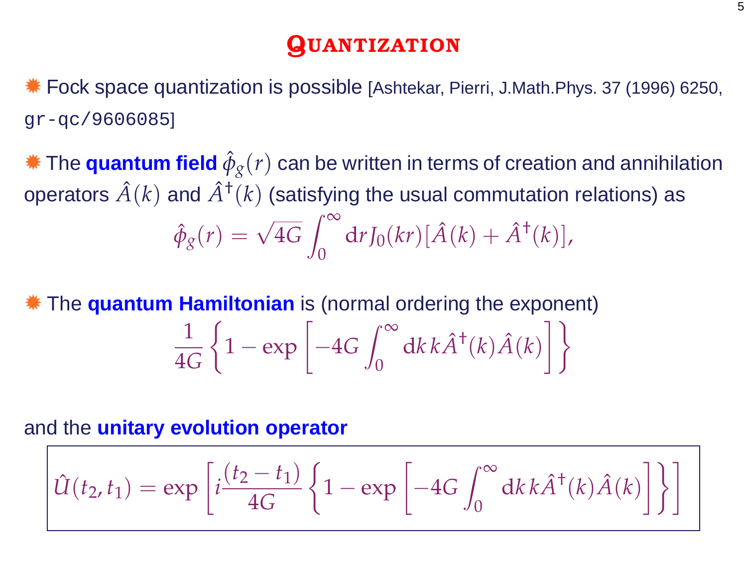# Quantization

- Fock space quantization is possible [Ashtekar, Pierri, J.Math.Phys. 37 (1996) 6250, `gr-qc/9606085`]

- The **quantum field** $\hat{\phi}_g(r)$ can be written in terms of creation and annihilation operators $\hat{A}(k)$ and $\hat{A}^\dagger(k)$ (satisfying the usual commutation relations) as

$$\hat{\phi}_g(r) = \sqrt{4G} \int_0^\infty \mathrm{d}r J_0(kr) [\hat{A}(k) + \hat{A}^\dagger(k)],$$

- The **quantum Hamiltonian** is (normal ordering the exponent)

$$\frac{1}{4G} \left\{ 1 - \exp\left[ -4G \int_0^\infty \mathrm{d}k\, k \hat{A}^\dagger(k) \hat{A}(k) \right] \right\}$$

and the **unitary evolution operator**

$$\hat{U}(t_2, t_1) = \exp\left[ i \frac{(t_2 - t_1)}{4G} \left\{ 1 - \exp\left[ -4G \int_0^\infty \mathrm{d}k\, k \hat{A}^\dagger(k) \hat{A}(k) \right] \right\} \right]$$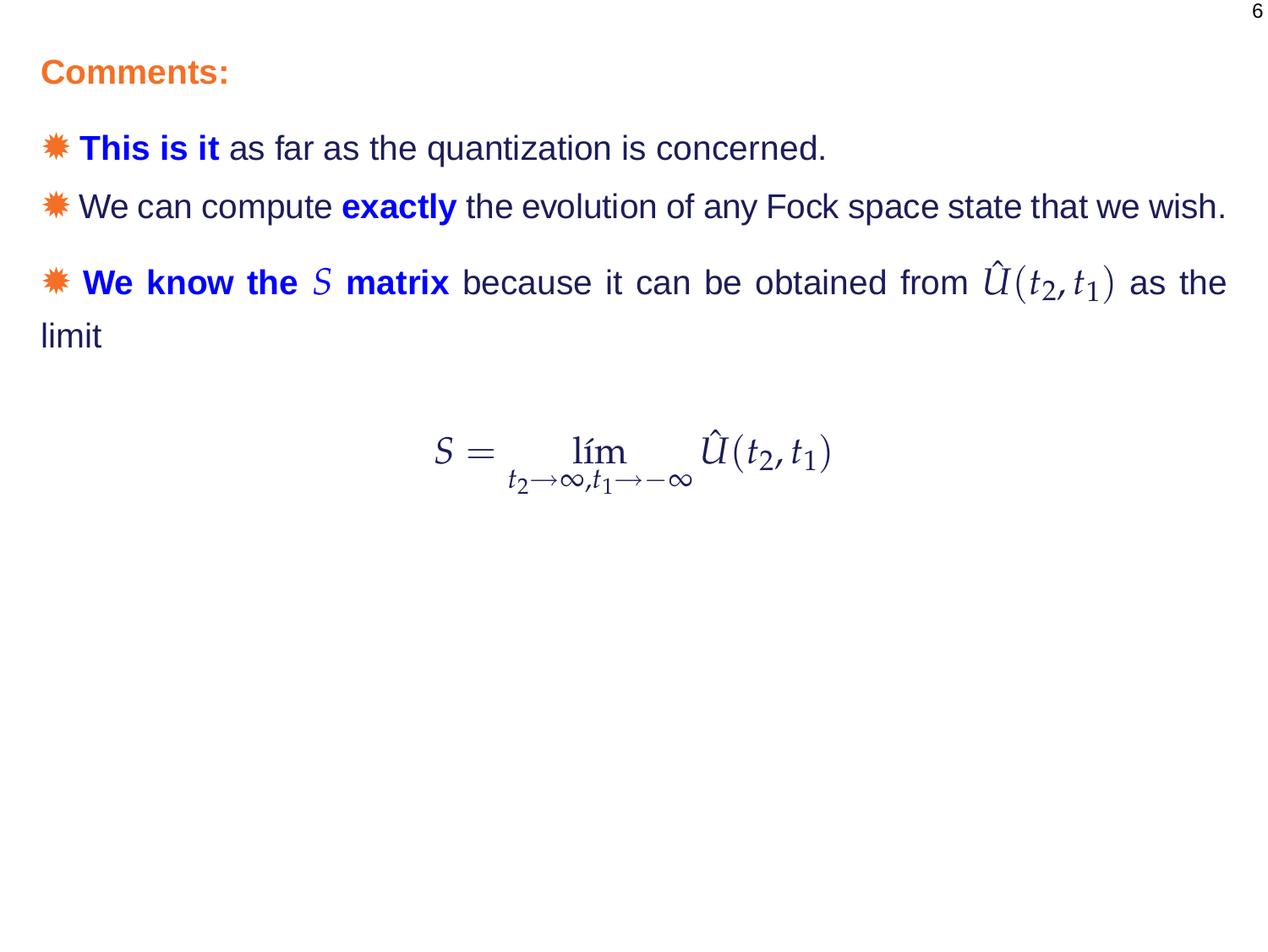## Comments:

✹ **This is it** as far as the quantization is concerned.

✹ We can compute **exactly** the evolution of any Fock space state that we wish.

✹ **We know the $S$ matrix** because it can be obtained from $\hat{U}(t_2, t_1)$ as the limit

$$S = \lim_{t_2 \to \infty, t_1 \to -\infty} \hat{U}(t_2, t_1)$$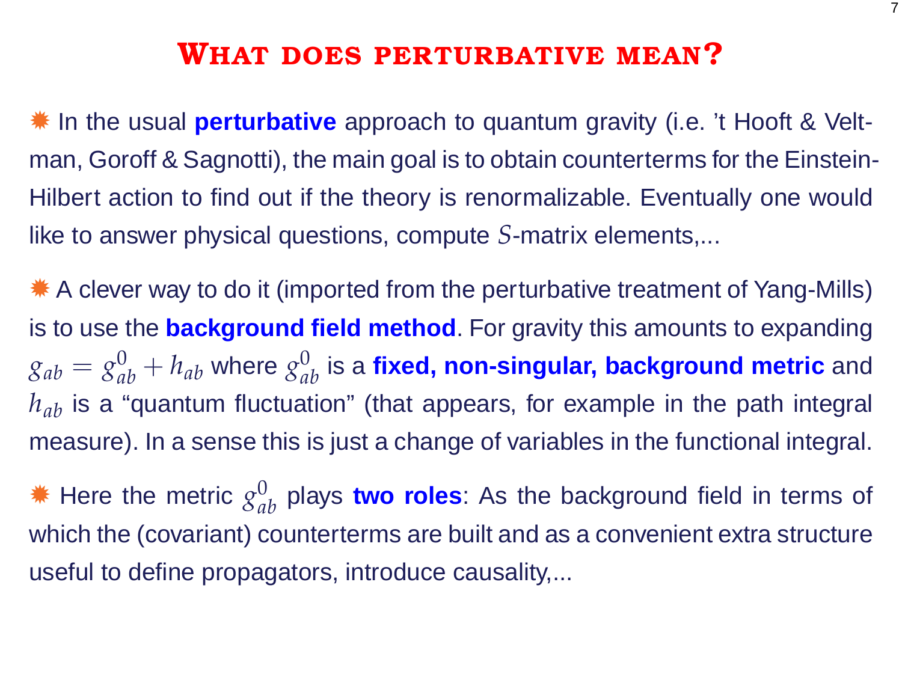# What does perturbative mean?

- In the usual **perturbative** approach to quantum gravity (i.e. 't Hooft & Veltman, Goroff & Sagnotti), the main goal is to obtain counterterms for the Einstein-Hilbert action to find out if the theory is renormalizable. Eventually one would like to answer physical questions, compute $S$-matrix elements,...

- A clever way to do it (imported from the perturbative treatment of Yang-Mills) is to use the **background field method**. For gravity this amounts to expanding $g_{ab} = g^0_{ab} + h_{ab}$ where $g^0_{ab}$ is a **fixed, non-singular, background metric** and $h_{ab}$ is a "quantum fluctuation" (that appears, for example in the path integral measure). In a sense this is just a change of variables in the functional integral.

- Here the metric $g^0_{ab}$ plays **two roles**: As the background field in terms of which the (covariant) counterterms are built and as a convenient extra structure useful to define propagators, introduce causality,...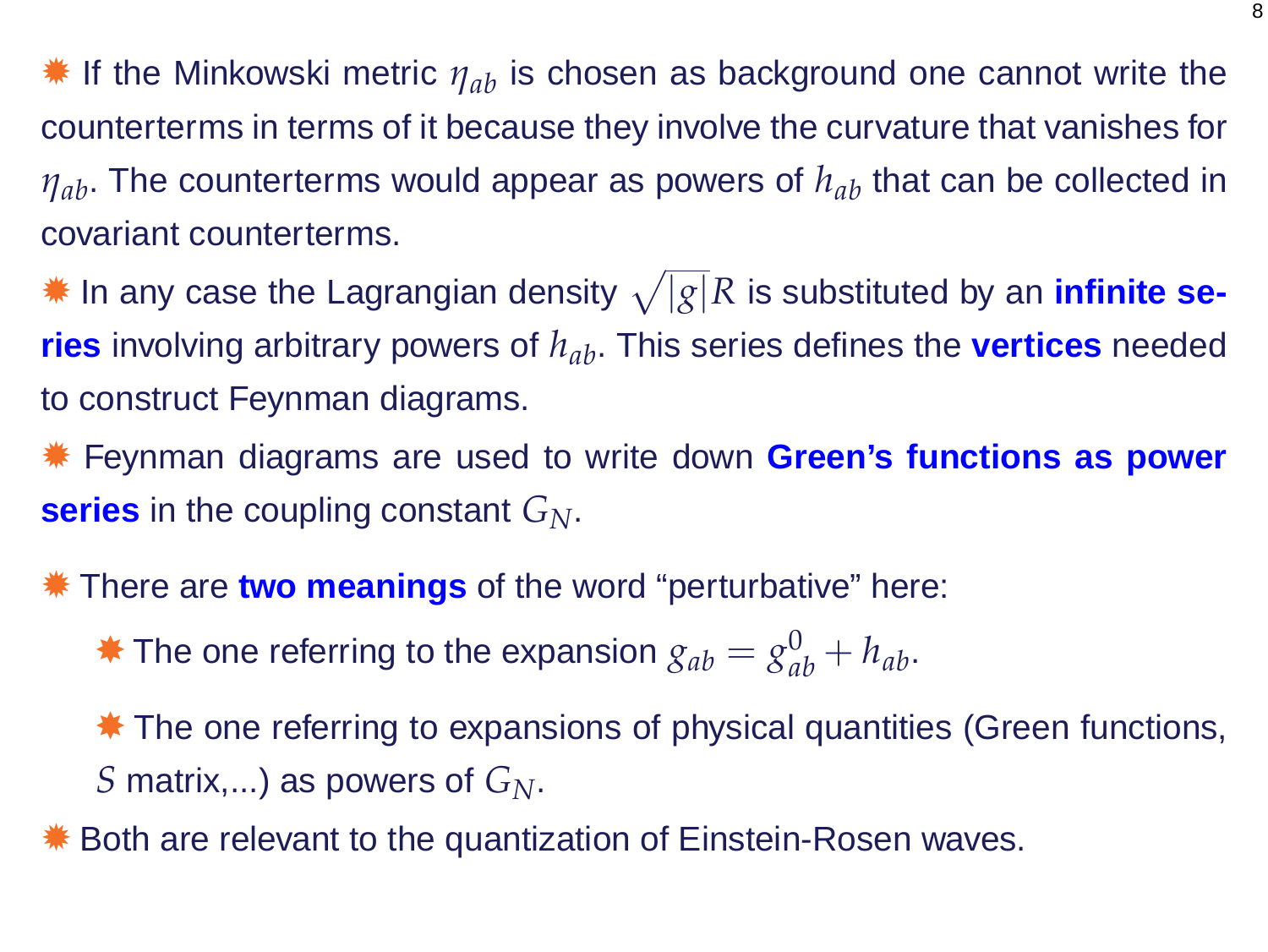- If the Minkowski metric $\eta_{ab}$ is chosen as background one cannot write the counterterms in terms of it because they involve the curvature that vanishes for $\eta_{ab}$. The counterterms would appear as powers of $h_{ab}$ that can be collected in covariant counterterms.
- In any case the Lagrangian density $\sqrt{|g|}R$ is substituted by an **infinite series** involving arbitrary powers of $h_{ab}$. This series defines the **vertices** needed to construct Feynman diagrams.
- Feynman diagrams are used to write down **Green's functions as power series** in the coupling constant $G_N$.
- There are **two meanings** of the word "perturbative" here:
  - The one referring to the expansion $g_{ab} = g^0_{ab} + h_{ab}$.
  - The one referring to expansions of physical quantities (Green functions, $S$ matrix,...) as powers of $G_N$.
- Both are relevant to the quantization of Einstein-Rosen waves.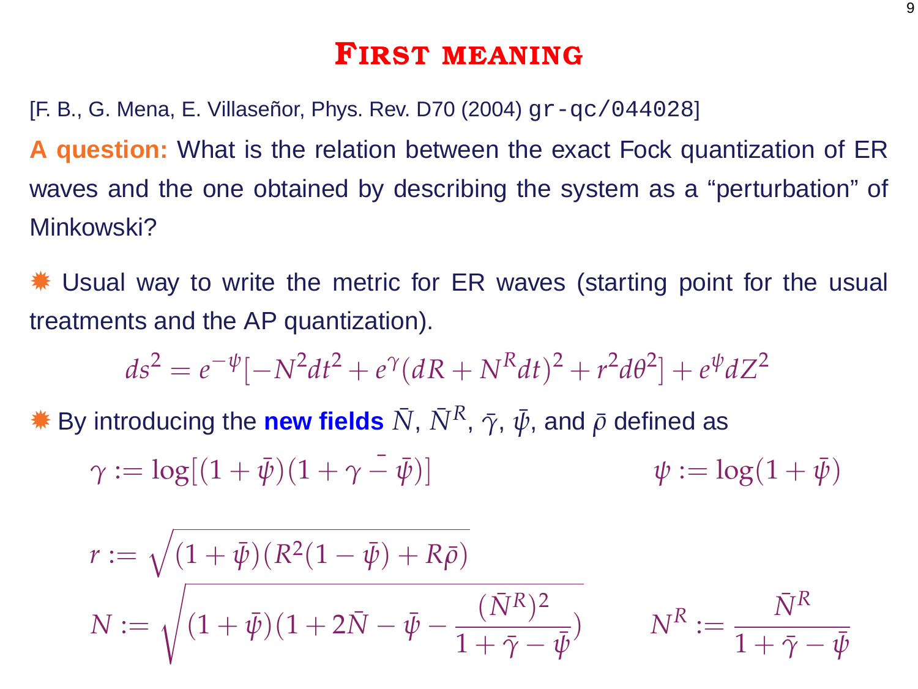# First meaning

[F. B., G. Mena, E. Villaseñor, Phys. Rev. D70 (2004) gr-qc/044028]

**A question:** What is the relation between the exact Fock quantization of ER waves and the one obtained by describing the system as a "perturbation" of Minkowski?

- Usual way to write the metric for ER waves (starting point for the usual treatments and the AP quantization).

$$ds^2 = e^{-\psi}[-N^2 dt^2 + e^{\gamma}(dR + N^R dt)^2 + r^2 d\theta^2] + e^{\psi} dZ^2$$

- By introducing the **new fields** $\bar{N}$, $\bar{N}^R$, $\bar{\gamma}$, $\bar{\psi}$, and $\bar{\rho}$ defined as

$$\gamma := \log[(1+\bar{\psi})(1+\bar{\gamma}-\bar{\psi})] \qquad \psi := \log(1+\bar{\psi})$$

$$r := \sqrt{(1+\bar{\psi})(R^2(1-\bar{\psi}) + R\bar{\rho})}$$

$$N := \sqrt{(1+\bar{\psi})(1+2\bar{N}-\bar{\psi}-\frac{(\bar{N}^R)^2}{1+\bar{\gamma}-\bar{\psi}})} \qquad N^R := \frac{\bar{N}^R}{1+\bar{\gamma}-\bar{\psi}}$$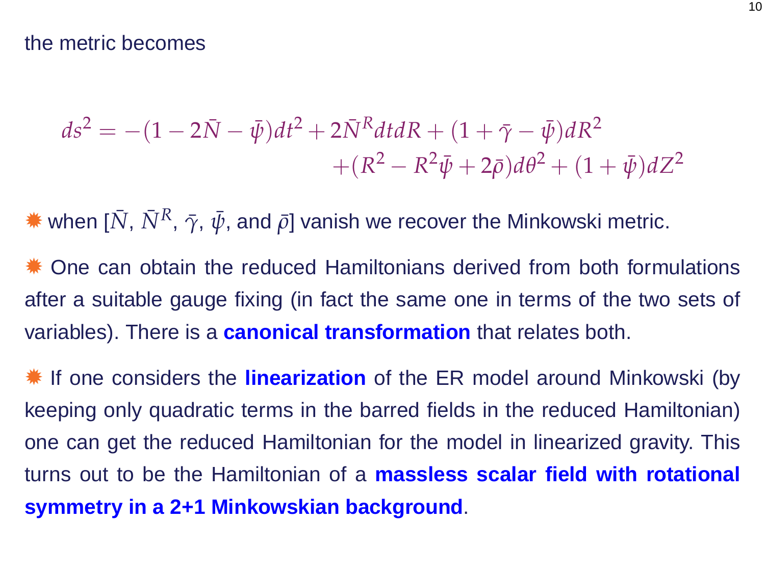the metric becomes

$$ds^2 = -(1 - 2\bar{N} - \bar{\psi})dt^2 + 2\bar{N}^R dt dR + (1 + \bar{\gamma} - \bar{\psi})dR^2$$
$$+(R^2 - R^2\bar{\psi} + 2\bar{\rho})d\theta^2 + (1 + \bar{\psi})dZ^2$$

- when [$\bar{N}$, $\bar{N}^R$, $\bar{\gamma}$, $\bar{\psi}$, and $\bar{\rho}$] vanish we recover the Minkowski metric.

- One can obtain the reduced Hamiltonians derived from both formulations after a suitable gauge fixing (in fact the same one in terms of the two sets of variables). There is a **canonical transformation** that relates both.

- If one considers the **linearization** of the ER model around Minkowski (by keeping only quadratic terms in the barred fields in the reduced Hamiltonian) one can get the reduced Hamiltonian for the model in linearized gravity. This turns out to be the Hamiltonian of a **massless scalar field with rotational symmetry in a 2+1 Minkowskian background**.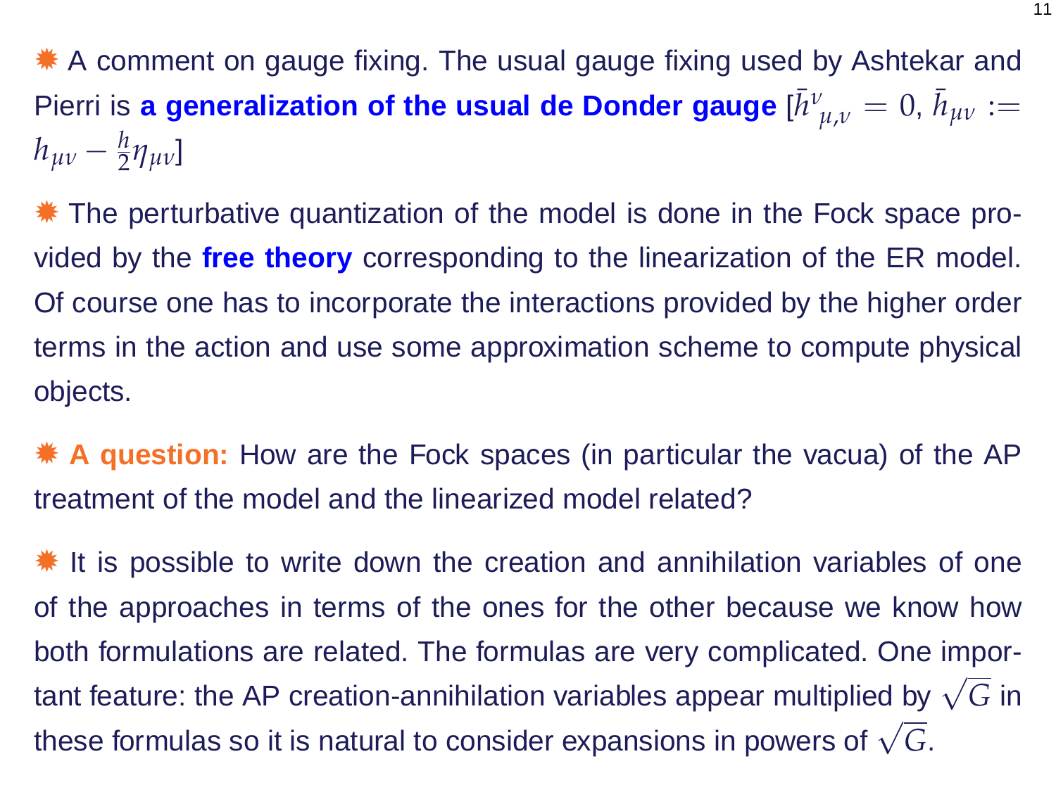- A comment on gauge fixing. The usual gauge fixing used by Ashtekar and Pierri is **a generalization of the usual de Donder gauge** $[\bar{h}^{\nu}{}_{\mu,\nu} = 0,\, \bar{h}_{\mu\nu} := h_{\mu\nu} - \frac{h}{2}\eta_{\mu\nu}]$

- The perturbative quantization of the model is done in the Fock space provided by the **free theory** corresponding to the linearization of the ER model. Of course one has to incorporate the interactions provided by the higher order terms in the action and use some approximation scheme to compute physical objects.

- **A question:** How are the Fock spaces (in particular the vacua) of the AP treatment of the model and the linearized model related?

- It is possible to write down the creation and annihilation variables of one of the approaches in terms of the ones for the other because we know how both formulations are related. The formulas are very complicated. One important feature: the AP creation-annihilation variables appear multiplied by $\sqrt{G}$ in these formulas so it is natural to consider expansions in powers of $\sqrt{G}$.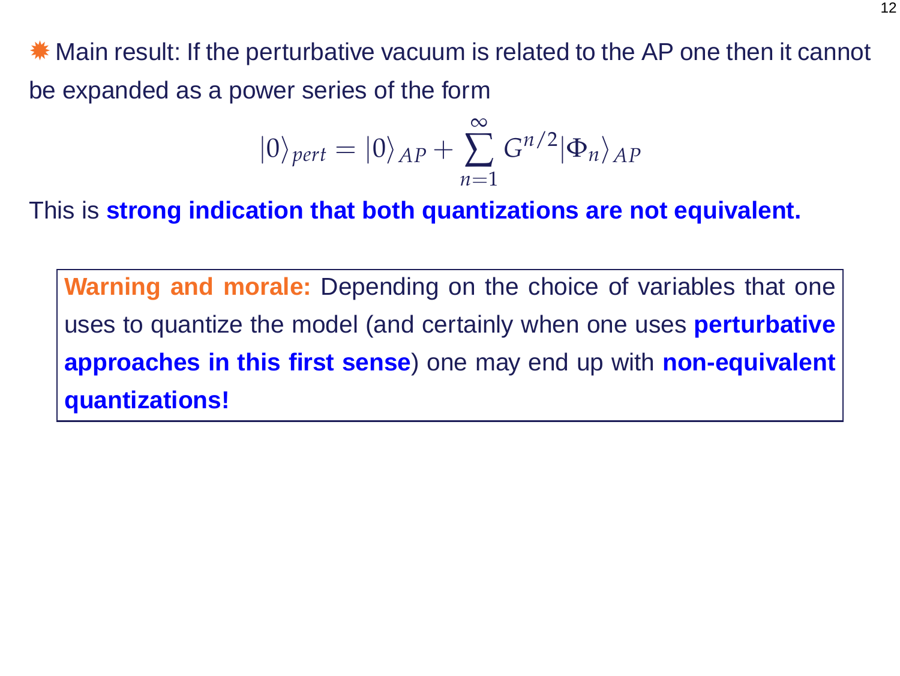✹ Main result: If the perturbative vacuum is related to the AP one then it cannot be expanded as a power series of the form

$$|0\rangle_{pert} = |0\rangle_{AP} + \sum_{n=1}^{\infty} G^{n/2} |\Phi_n\rangle_{AP}$$

This is **strong indication that both quantizations are not equivalent.**

> **Warning and morale:** Depending on the choice of variables that one uses to quantize the model (and certainly when one uses **perturbative approaches in this first sense**) one may end up with **non-equivalent quantizations!**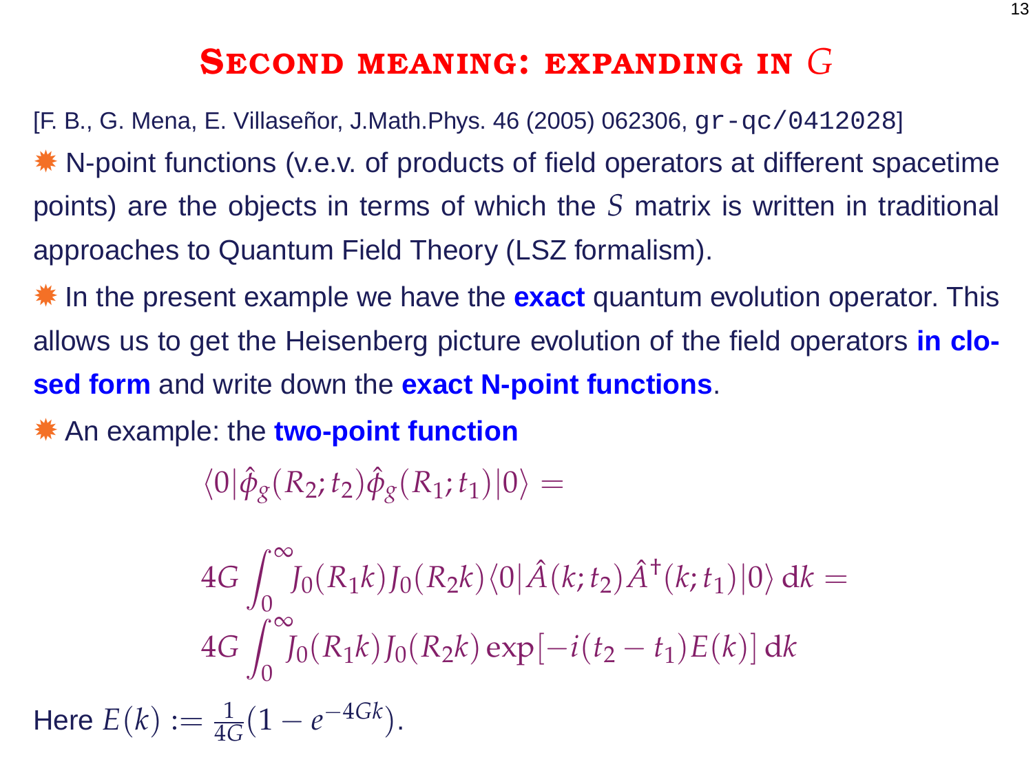# Second meaning: expanding in $G$

[F. B., G. Mena, E. Villaseñor, J.Math.Phys. 46 (2005) 062306, gr-qc/0412028]

- N-point functions (v.e.v. of products of field operators at different spacetime points) are the objects in terms of which the $S$ matrix is written in traditional approaches to Quantum Field Theory (LSZ formalism).
- In the present example we have the **exact** quantum evolution operator. This allows us to get the Heisenberg picture evolution of the field operators **in closed form** and write down the **exact N-point functions**.
- An example: the **two-point function**

$$\langle 0|\hat{\phi}_g(R_2;t_2)\hat{\phi}_g(R_1;t_1)|0\rangle =$$

$$4G\int_0^\infty J_0(R_1k)J_0(R_2k)\langle 0|\hat{A}(k;t_2)\hat{A}^\dagger(k;t_1)|0\rangle\,\mathrm{d}k =$$
$$4G\int_0^\infty J_0(R_1k)J_0(R_2k)\exp[-i(t_2-t_1)E(k)]\,\mathrm{d}k$$

Here $E(k) := \frac{1}{4G}(1-e^{-4Gk})$.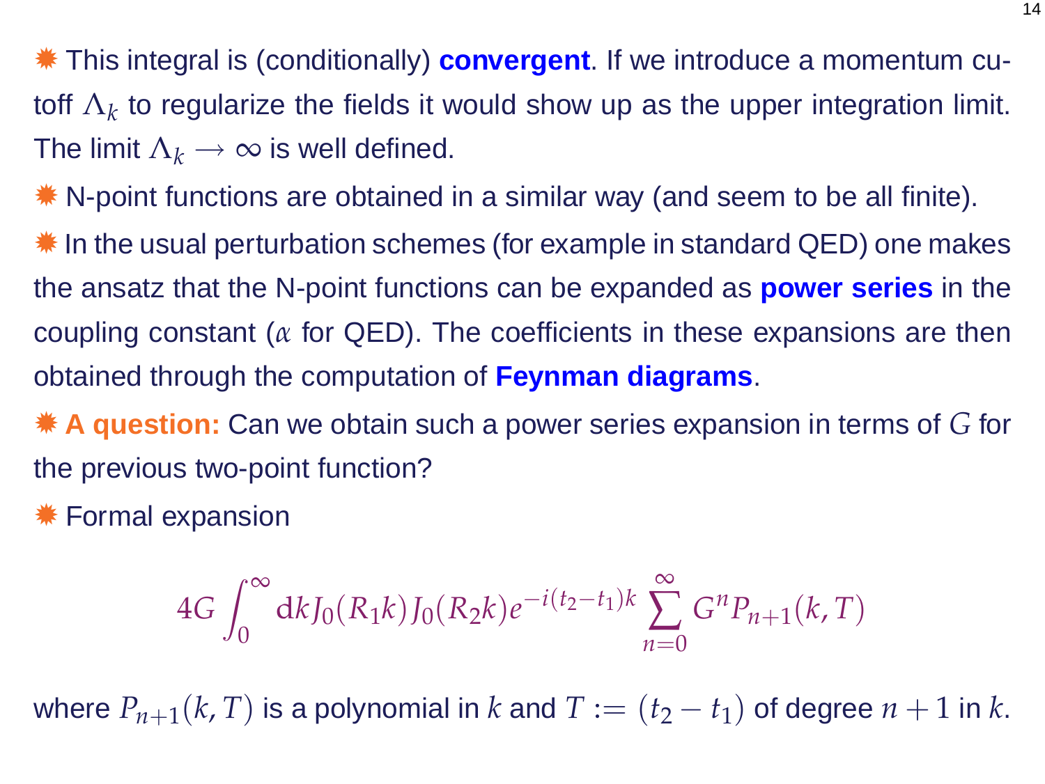- This integral is (conditionally) **convergent**. If we introduce a momentum cutoff $\Lambda_k$ to regularize the fields it would show up as the upper integration limit. The limit $\Lambda_k \to \infty$ is well defined.
- N-point functions are obtained in a similar way (and seem to be all finite).
- In the usual perturbation schemes (for example in standard QED) one makes the ansatz that the N-point functions can be expanded as **power series** in the coupling constant ($\alpha$ for QED). The coefficients in these expansions are then obtained through the computation of **Feynman diagrams**.
- **A question:** Can we obtain such a power series expansion in terms of $G$ for the previous two-point function?
- Formal expansion

$$4G \int_0^\infty \mathrm{d}k J_0(R_1 k) J_0(R_2 k) e^{-i(t_2-t_1)k} \sum_{n=0}^{\infty} G^n P_{n+1}(k,T)$$

where $P_{n+1}(k,T)$ is a polynomial in $k$ and $T := (t_2 - t_1)$ of degree $n+1$ in $k$.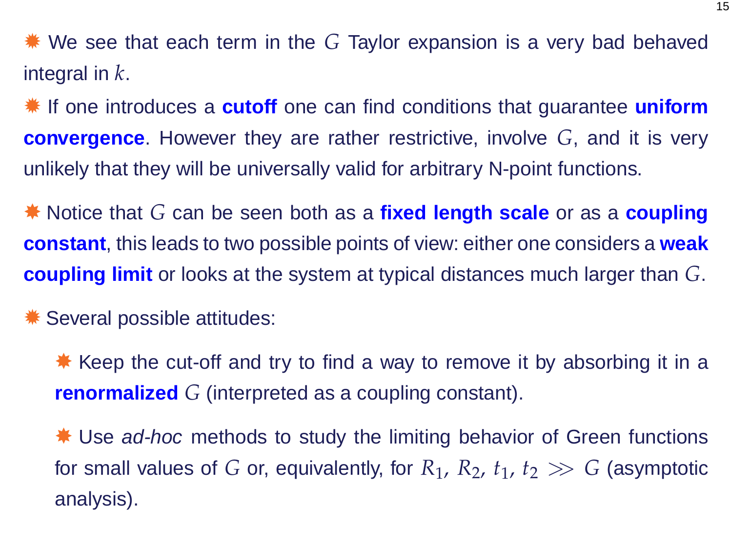- We see that each term in the $G$ Taylor expansion is a very bad behaved integral in $k$.
- If one introduces a **cutoff** one can find conditions that guarantee **uniform convergence**. However they are rather restrictive, involve $G$, and it is very unlikely that they will be universally valid for arbitrary N-point functions.
- Notice that $G$ can be seen both as a **fixed length scale** or as a **coupling constant**, this leads to two possible points of view: either one considers a **weak coupling limit** or looks at the system at typical distances much larger than $G$.
- Several possible attitudes:
  - Keep the cut-off and try to find a way to remove it by absorbing it in a **renormalized** $G$ (interpreted as a coupling constant).
  - Use *ad-hoc* methods to study the limiting behavior of Green functions for small values of $G$ or, equivalently, for $R_1$, $R_2$, $t_1$, $t_2 \gg G$ (asymptotic analysis).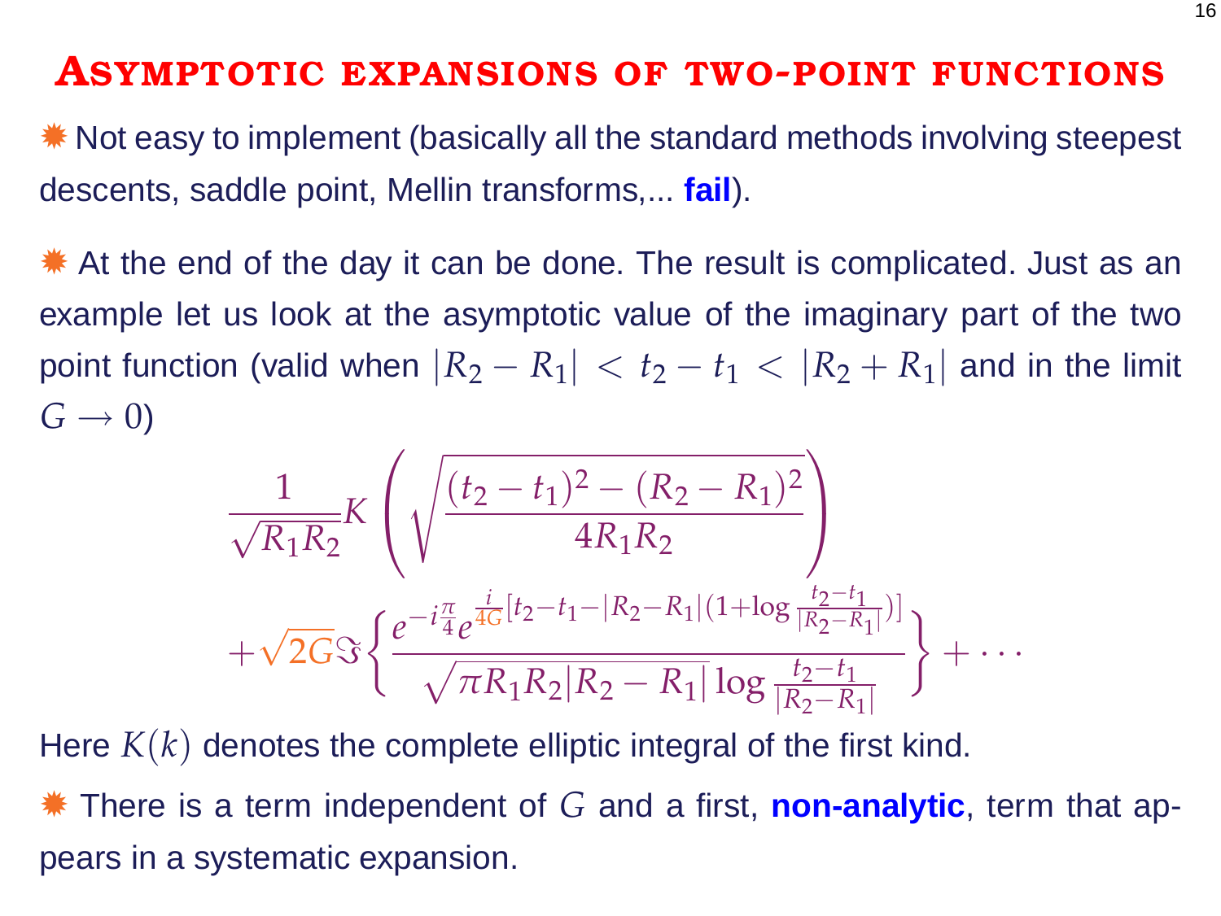# Asymptotic expansions of two-point functions

- Not easy to implement (basically all the standard methods involving steepest descents, saddle point, Mellin transforms,... **fail**).

- At the end of the day it can be done. The result is complicated. Just as an example let us look at the asymptotic value of the imaginary part of the two point function (valid when $|R_2 - R_1| < t_2 - t_1 < |R_2 + R_1|$ and in the limit $G \to 0$)

$$
\frac{1}{\sqrt{R_1 R_2}} K\left(\sqrt{\frac{(t_2-t_1)^2 - (R_2-R_1)^2}{4R_1R_2}}\right)
+ \sqrt{2G}\,\Im\left\{\frac{e^{-i\frac{\pi}{4}} e^{\frac{i}{4G}\left[t_2 - t_1 - |R_2 - R_1|\left(1 + \log\frac{t_2-t_1}{|R_2-R_1|}\right)\right]}}{\sqrt{\pi R_1 R_2 |R_2 - R_1|}\log\frac{t_2-t_1}{|R_2-R_1|}}\right\} + \cdots
$$

Here $K(k)$ denotes the complete elliptic integral of the first kind.

- There is a term independent of $G$ and a first, **non-analytic**, term that appears in a systematic expansion.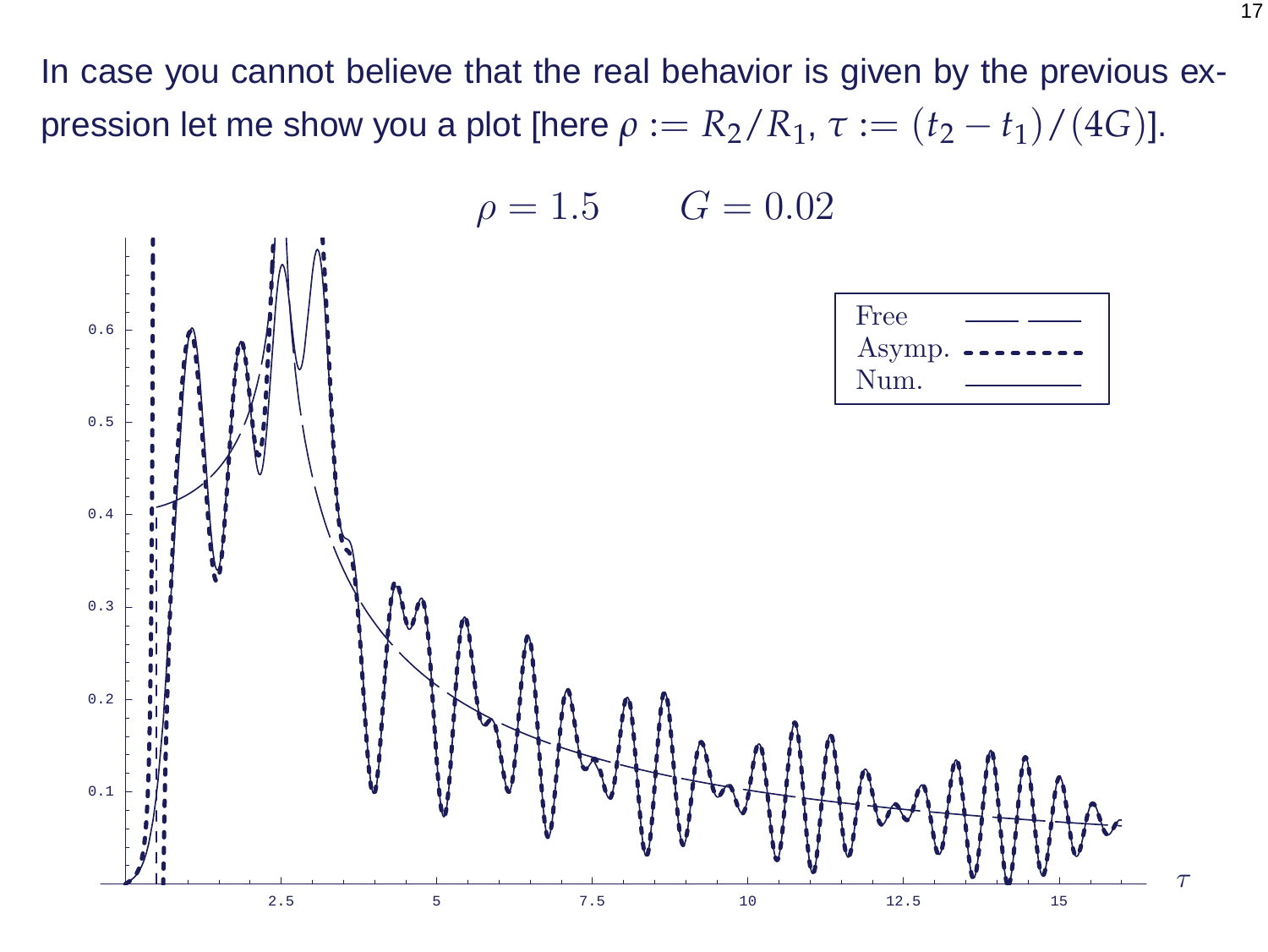In case you cannot believe that the real behavior is given by the previous expression let me show you a plot [here $\rho := R_2/R_1$, $\tau := (t_2 - t_1)/(4G)$].

$$\rho = 1.5 \qquad G = 0.02$$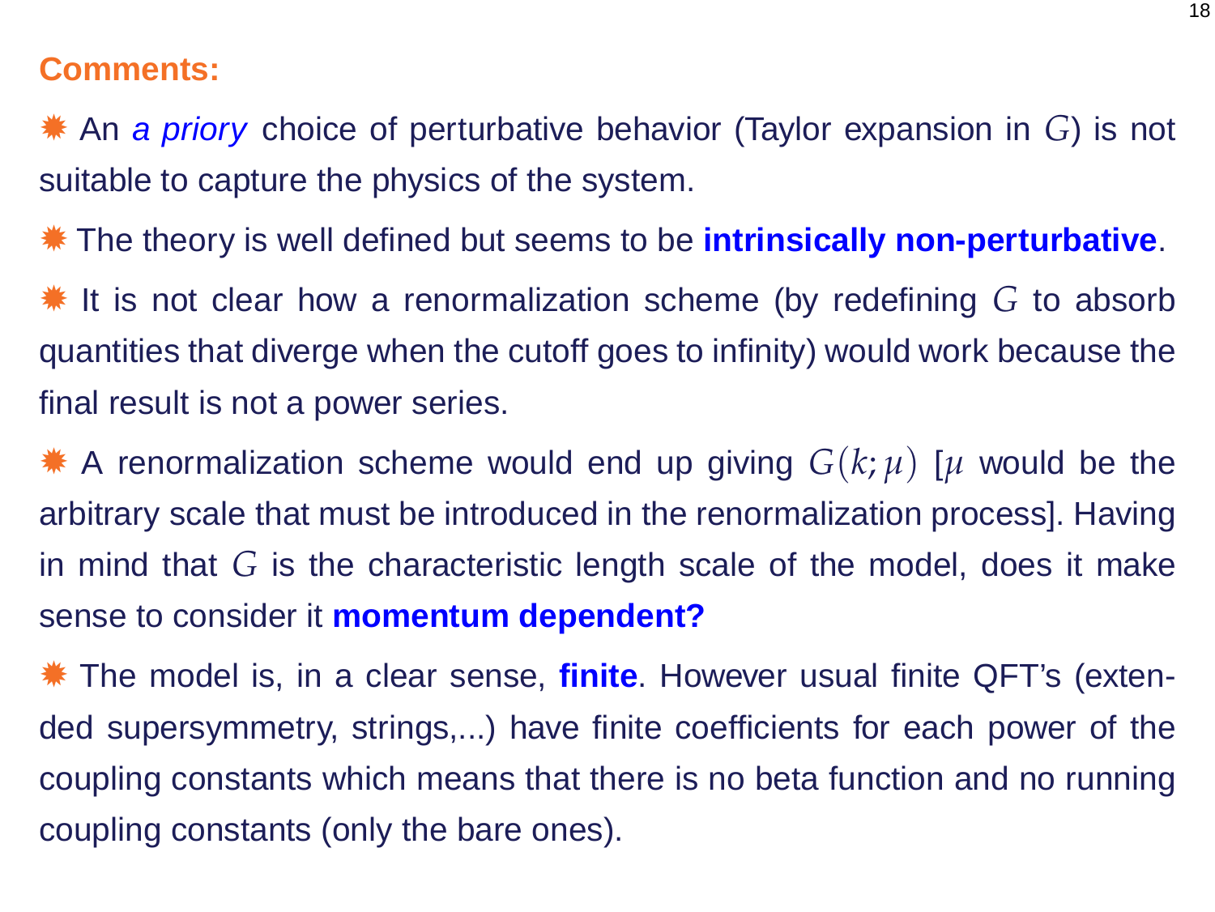## Comments:

- An *a priory* choice of perturbative behavior (Taylor expansion in $G$) is not suitable to capture the physics of the system.

- The theory is well defined but seems to be **intrinsically non-perturbative**.

- It is not clear how a renormalization scheme (by redefining $G$ to absorb quantities that diverge when the cutoff goes to infinity) would work because the final result is not a power series.

- A renormalization scheme would end up giving $G(k;\mu)$ [$\mu$ would be the arbitrary scale that must be introduced in the renormalization process]. Having in mind that $G$ is the characteristic length scale of the model, does it make sense to consider it **momentum dependent?**

- The model is, in a clear sense, **finite**. However usual finite QFT's (extended supersymmetry, strings,...) have finite coefficients for each power of the coupling constants which means that there is no beta function and no running coupling constants (only the bare ones).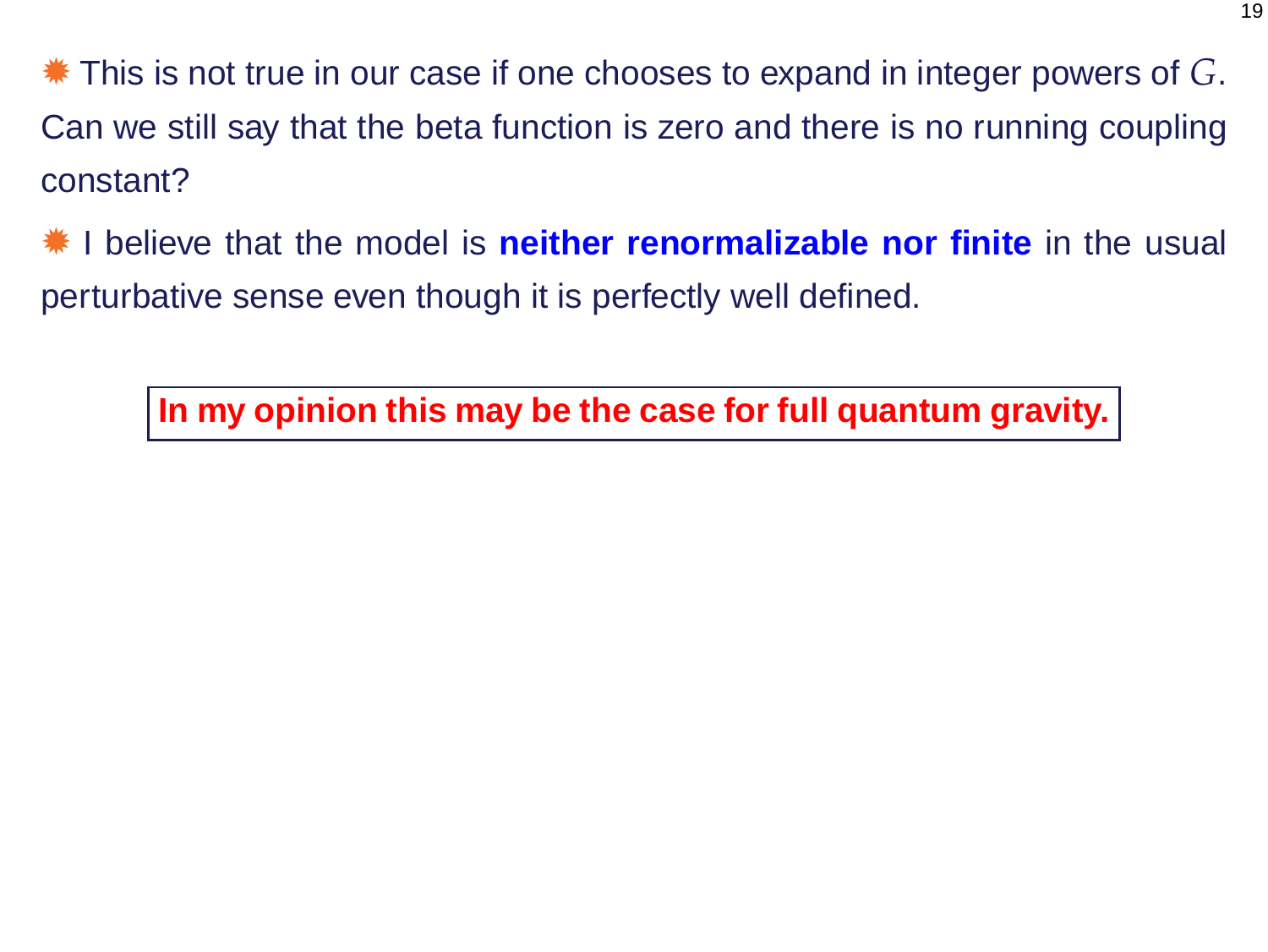- This is not true in our case if one chooses to expand in integer powers of $G$. Can we still say that the beta function is zero and there is no running coupling constant?

- I believe that the model is **neither renormalizable nor finite** in the usual perturbative sense even though it is perfectly well defined.

**In my opinion this may be the case for full quantum gravity.**